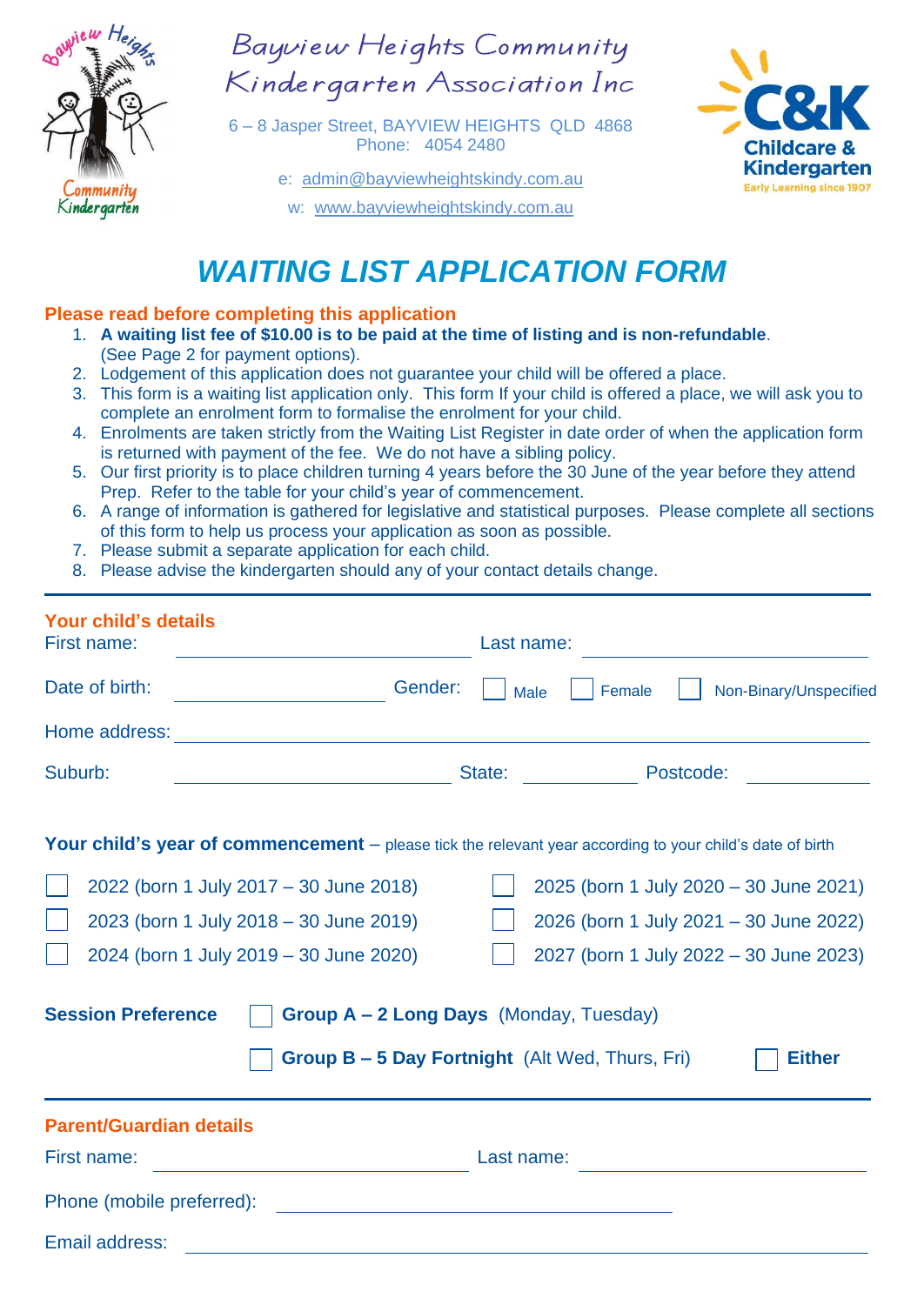Bayview Heights Community Kindergarten Association Inc

6 – 8 Jasper Street, BAYVIEW HEIGHTS QLD 4868
Phone: 4054 2480

e: admin@bayviewheightskindy.com.au

w: www.bayviewheightskindy.com.au

C&K Childcare & Kindergarten
Early Learning since 1907

# *WAITING LIST APPLICATION FORM*

**Please read before completing this application**

1. **A waiting list fee of $10.00 is to be paid at the time of listing and is non-refundable**. (See Page 2 for payment options).
2. Lodgement of this application does not guarantee your child will be offered a place.
3. This form is a waiting list application only. This form If your child is offered a place, we will ask you to complete an enrolment form to formalise the enrolment for your child.
4. Enrolments are taken strictly from the Waiting List Register in date order of when the application form is returned with payment of the fee. We do not have a sibling policy.
5. Our first priority is to place children turning 4 years before the 30 June of the year before they attend Prep. Refer to the table for your child's year of commencement.
6. A range of information is gathered for legislative and statistical purposes. Please complete all sections of this form to help us process your application as soon as possible.
7. Please submit a separate application for each child.
8. Please advise the kindergarten should any of your contact details change.

---

**Your child's details**

First name: ____________________ Last name: ____________________

Date of birth: ____________________ Gender: ☐ Male ☐ Female ☐ Non-Binary/Unspecified

Home address: ________________________________________

Suburb: ____________________ State: __________ Postcode: __________

**Your child's year of commencement** – please tick the relevant year according to your child's date of birth

☐ 2022 (born 1 July 2017 – 30 June 2018)
☐ 2023 (born 1 July 2018 – 30 June 2019)
☐ 2024 (born 1 July 2019 – 30 June 2020)
☐ 2025 (born 1 July 2020 – 30 June 2021)
☐ 2026 (born 1 July 2021 – 30 June 2022)
☐ 2027 (born 1 July 2022 – 30 June 2023)

**Session Preference**
☐ **Group A – 2 Long Days** (Monday, Tuesday)
☐ **Group B – 5 Day Fortnight** (Alt Wed, Thurs, Fri)
☐ **Either**

---

**Parent/Guardian details**

First name: ____________________ Last name: ____________________

Phone (mobile preferred): ____________________

Email address: ________________________________________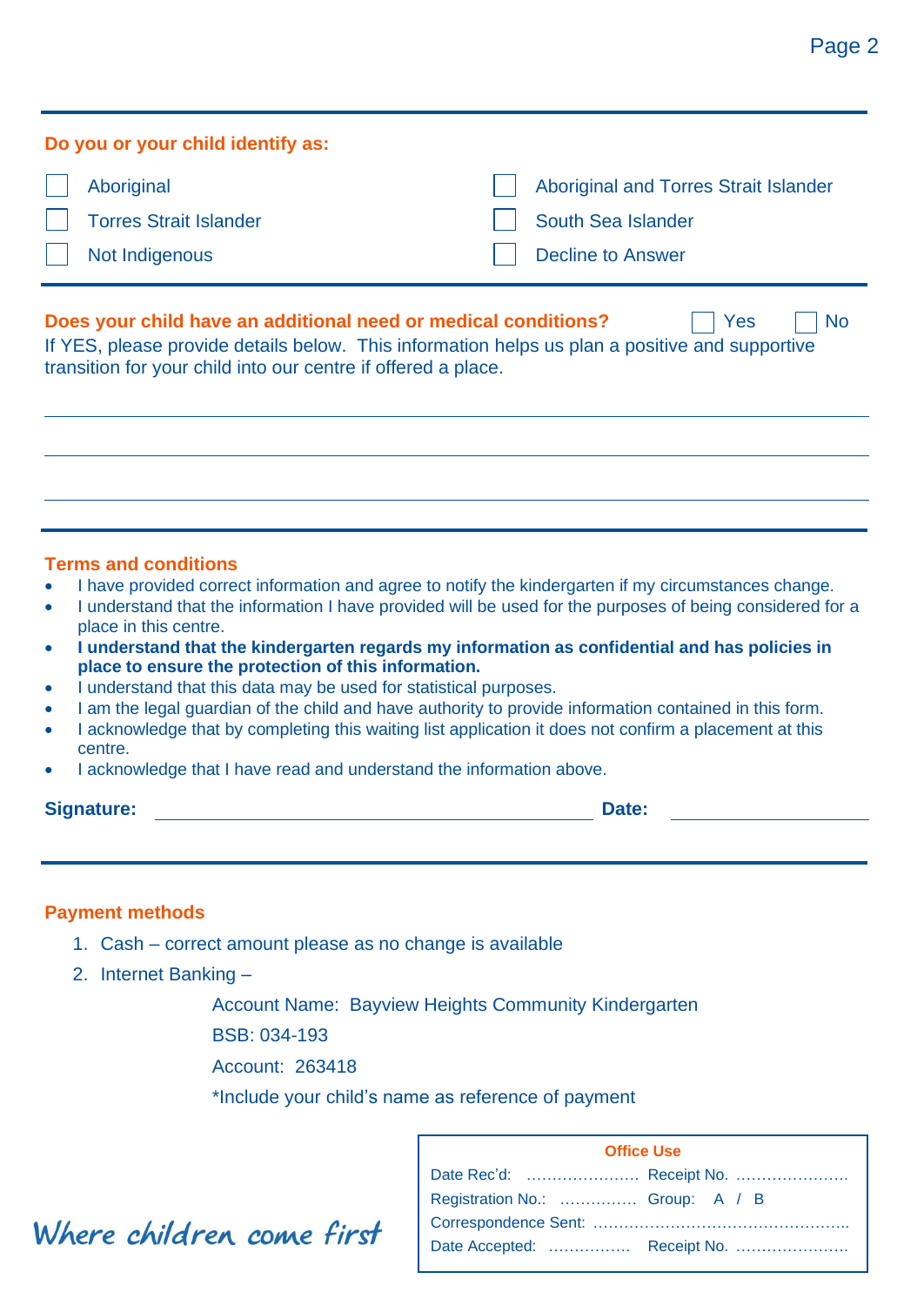**Do you or your child identify as:**

- ☐ Aboriginal
- ☐ Aboriginal and Torres Strait Islander
- ☐ Torres Strait Islander
- ☐ South Sea Islander
- ☐ Not Indigenous
- ☐ Decline to Answer

**Does your child have an additional need or medical conditions?** ☐ Yes ☐ No

If YES, please provide details below. This information helps us plan a positive and supportive transition for your child into our centre if offered a place.

\_\_\_\_\_\_\_\_\_\_\_\_\_\_\_\_\_\_\_\_\_\_\_\_\_\_\_\_\_\_\_\_\_\_\_\_\_\_\_\_\_\_\_\_\_\_\_\_\_\_\_\_\_\_\_\_\_\_\_\_

\_\_\_\_\_\_\_\_\_\_\_\_\_\_\_\_\_\_\_\_\_\_\_\_\_\_\_\_\_\_\_\_\_\_\_\_\_\_\_\_\_\_\_\_\_\_\_\_\_\_\_\_\_\_\_\_\_\_\_\_

\_\_\_\_\_\_\_\_\_\_\_\_\_\_\_\_\_\_\_\_\_\_\_\_\_\_\_\_\_\_\_\_\_\_\_\_\_\_\_\_\_\_\_\_\_\_\_\_\_\_\_\_\_\_\_\_\_\_\_\_

## Terms and conditions

- I have provided correct information and agree to notify the kindergarten if my circumstances change.
- I understand that the information I have provided will be used for the purposes of being considered for a place in this centre.
- **I understand that the kindergarten regards my information as confidential and has policies in place to ensure the protection of this information.**
- I understand that this data may be used for statistical purposes.
- I am the legal guardian of the child and have authority to provide information contained in this form.
- I acknowledge that by completing this waiting list application it does not confirm a placement at this centre.
- I acknowledge that I have read and understand the information above.

**Signature:** \_\_\_\_\_\_\_\_\_\_\_\_\_\_\_\_\_\_\_\_\_\_\_\_\_\_\_\_\_\_ **Date:** \_\_\_\_\_\_\_\_\_\_\_\_\_\_\_\_

## Payment methods

1. Cash – correct amount please as no change is available
2. Internet Banking –

   Account Name: Bayview Heights Community Kindergarten

   BSB: 034-193

   Account: 263418

   *Include your child's name as reference of payment

*Where children come first*

| **Office Use** | |
|---|---|
| Date Rec'd: …………………. | Receipt No. …………………. |
| Registration No.: …………… | Group: A / B |
| Correspondence Sent: ………………………………………….. | |
| Date Accepted: ……………. | Receipt No. …………………. |